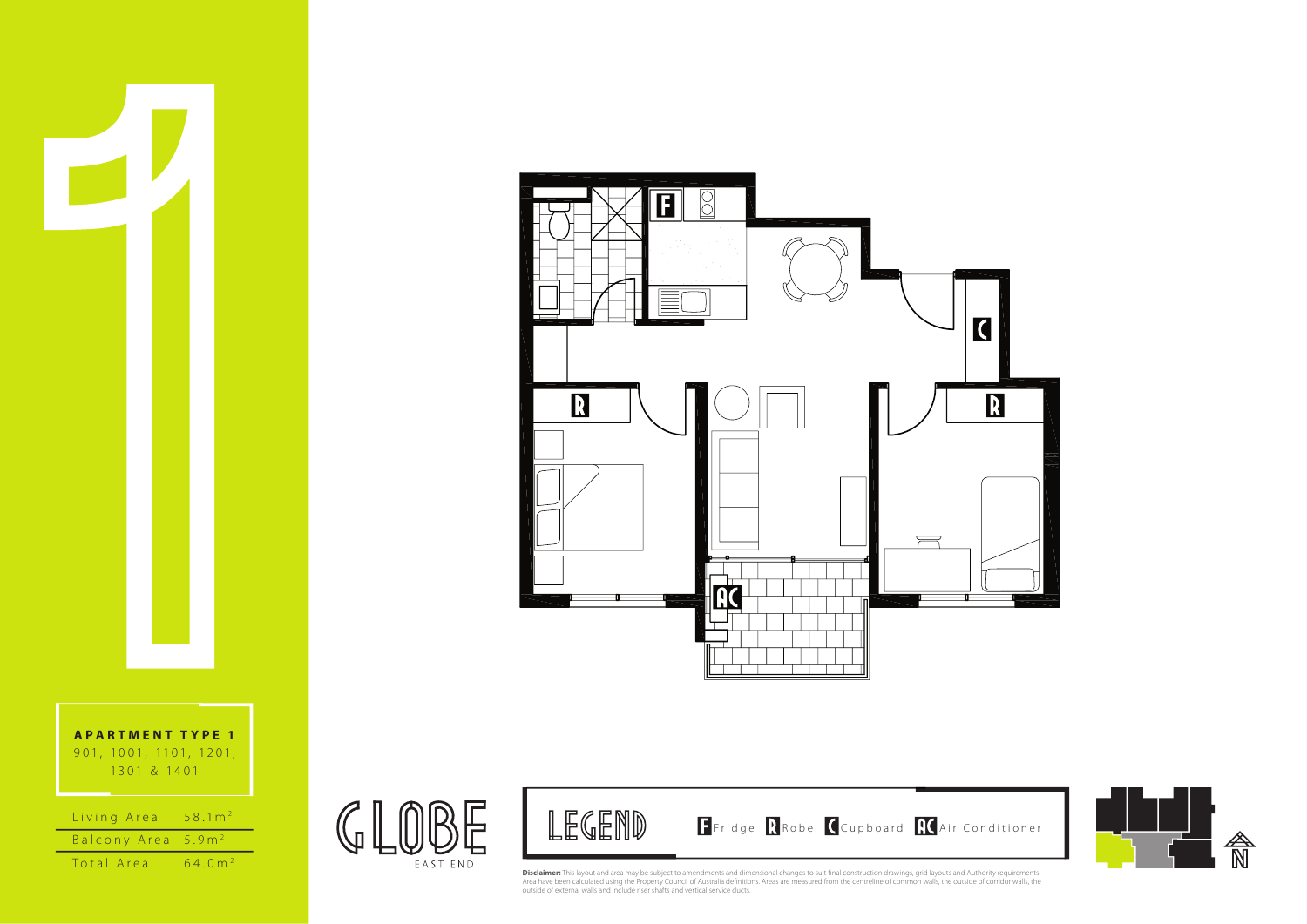# APARTMENT TYPE 1

901, 1001, 1101, 1201, 1301 & 1401

| | |
|---|---|
| Living Area | $58.1m^2$ |
| Balcony Area | $5.9m^2$ |
| Total Area | $64.0m^2$ |

GLOBE EAST END

## LEGEND

F Fridge R Robe C Cupboard AC Air Conditioner

**Disclaimer:** This layout and area may be subject to amendments and dimensional changes to suit final construction drawings, grid layouts and Authority requirements. Area have been calculated using the Property Council of Australia definitions. Areas are measured from the centreline of common walls, the outside of corridor walls, the outside of external walls and include riser shafts and vertical service ducts.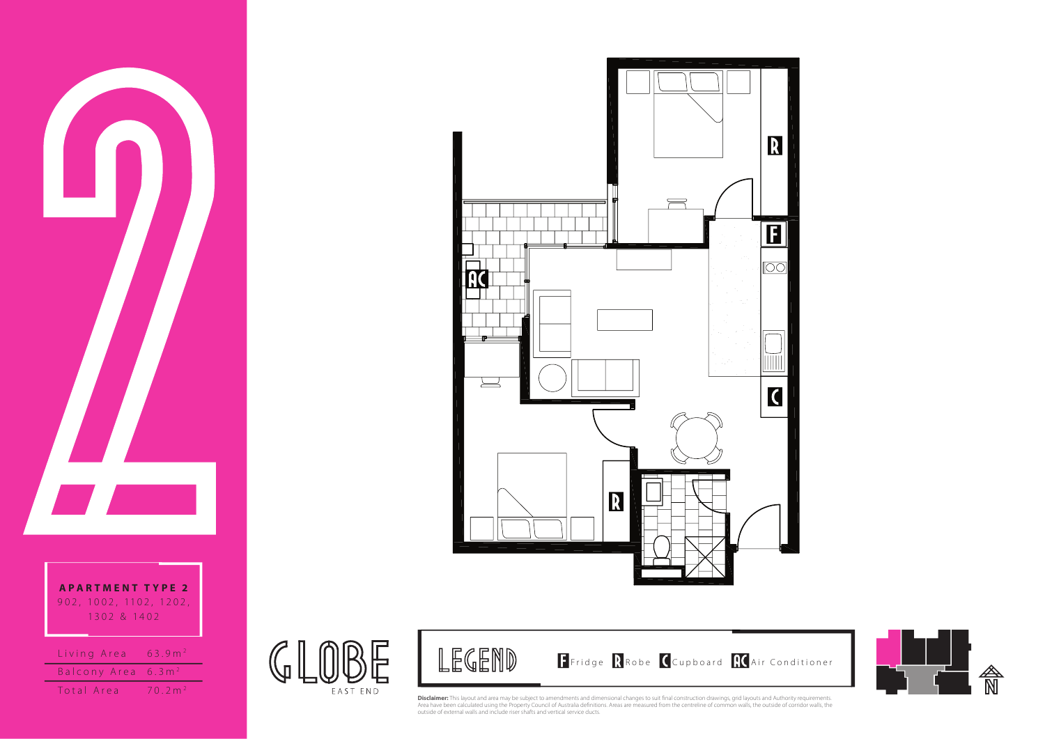# 2

**APARTMENT TYPE 2**
902, 1002, 1102, 1202, 1302 & 1402

| | |
|---|---|
| Living Area | 63.9m$^2$ |
| Balcony Area | 6.3m$^2$ |
| Total Area | 70.2m$^2$ |

GLOBE
EAST END

**LEGEND**

F Fridge  R Robe  C Cupboard  AC Air Conditioner

**Disclaimer:** This layout and area may be subject to amendments and dimensional changes to suit final construction drawings, grid layouts and Authority requirements. Area have been calculated using the Property Council of Australia definitions. Areas are measured from the centreline of common walls, the outside of corridor walls, the outside of external walls and include riser shafts and vertical service ducts.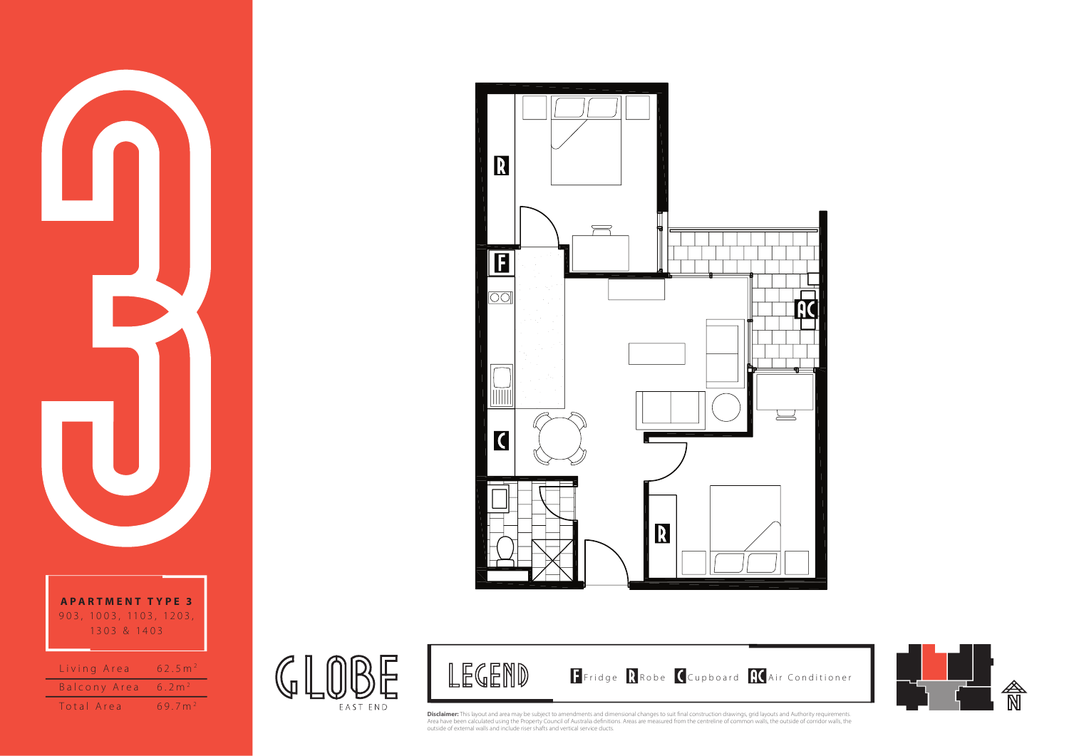# 3

## APARTMENT TYPE 3

903, 1003, 1103, 1203, 1303 & 1403

| | |
|---|---|
| Living Area | 62.5m² |
| Balcony Area | 6.2m² |
| Total Area | 69.7m² |

GLOBE
EAST END

### LEGEND

F Fridge  R Robe  C Cupboard  AC Air Conditioner

**Disclaimer:** This layout and area may be subject to amendments and dimensional changes to suit final construction drawings, grid layouts and Authority requirements. Area have been calculated using the Property Council of Australia definitions. Areas are measured from the centreline of common walls, the outside of corridor walls, the outside of external walls and include riser shafts and vertical service ducts.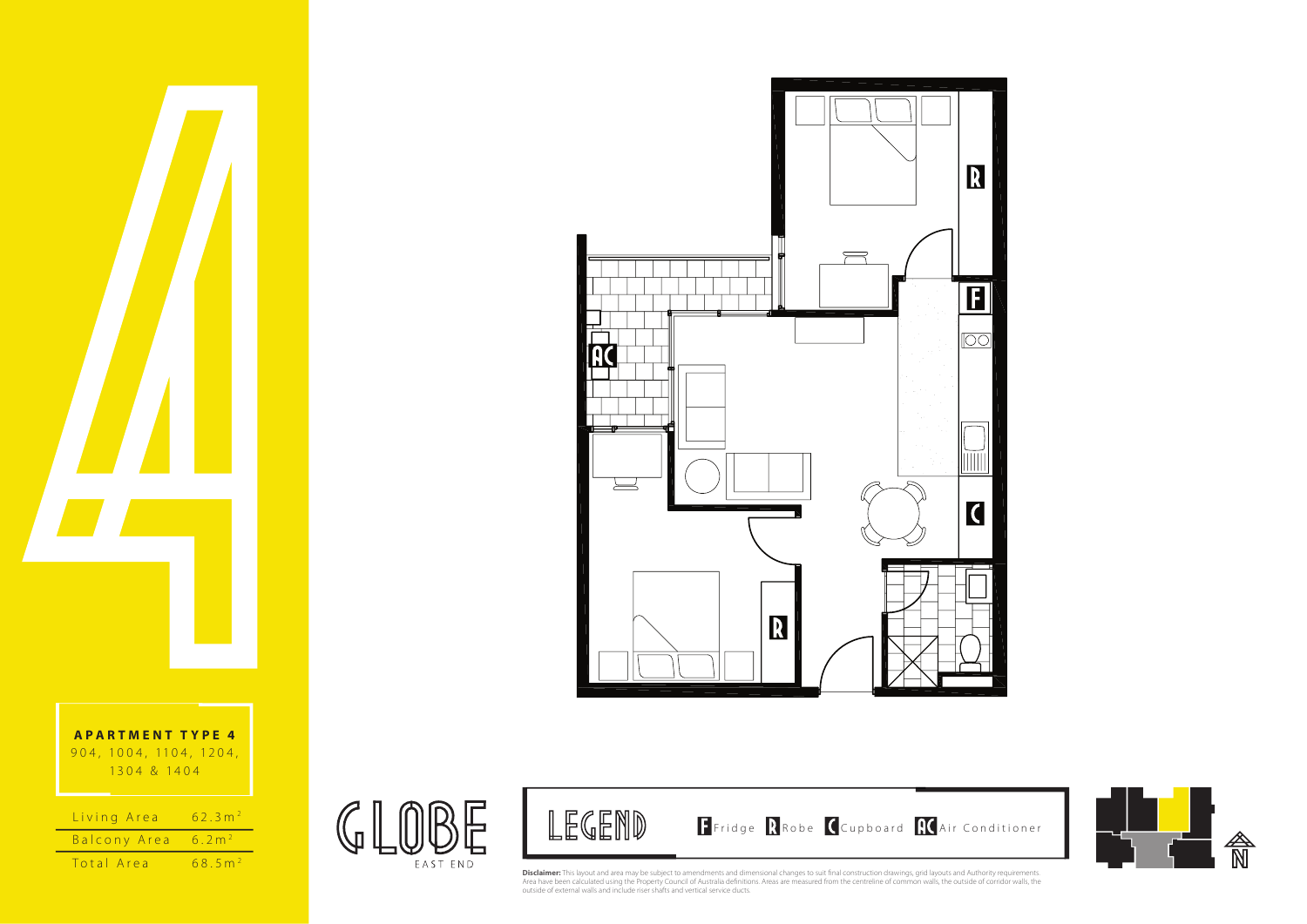# APARTMENT TYPE 4

904, 1004, 1104, 1204, 1304 & 1404

| | |
|---|---|
| Living Area | $62.3m^2$ |
| Balcony Area | $6.2m^2$ |
| Total Area | $68.5m^2$ |

GLOBE

EAST END

LEGEND

F Fridge R Robe C Cupboard AC Air Conditioner

**Disclaimer:** This layout and area may be subject to amendments and dimensional changes to suit final construction drawings, grid layouts and Authority requirements. Area have been calculated using the Property Council of Australia definitions. Areas are measured from the centreline of common walls, the outside of corridor walls, the outside of external walls and include riser shafts and vertical service ducts.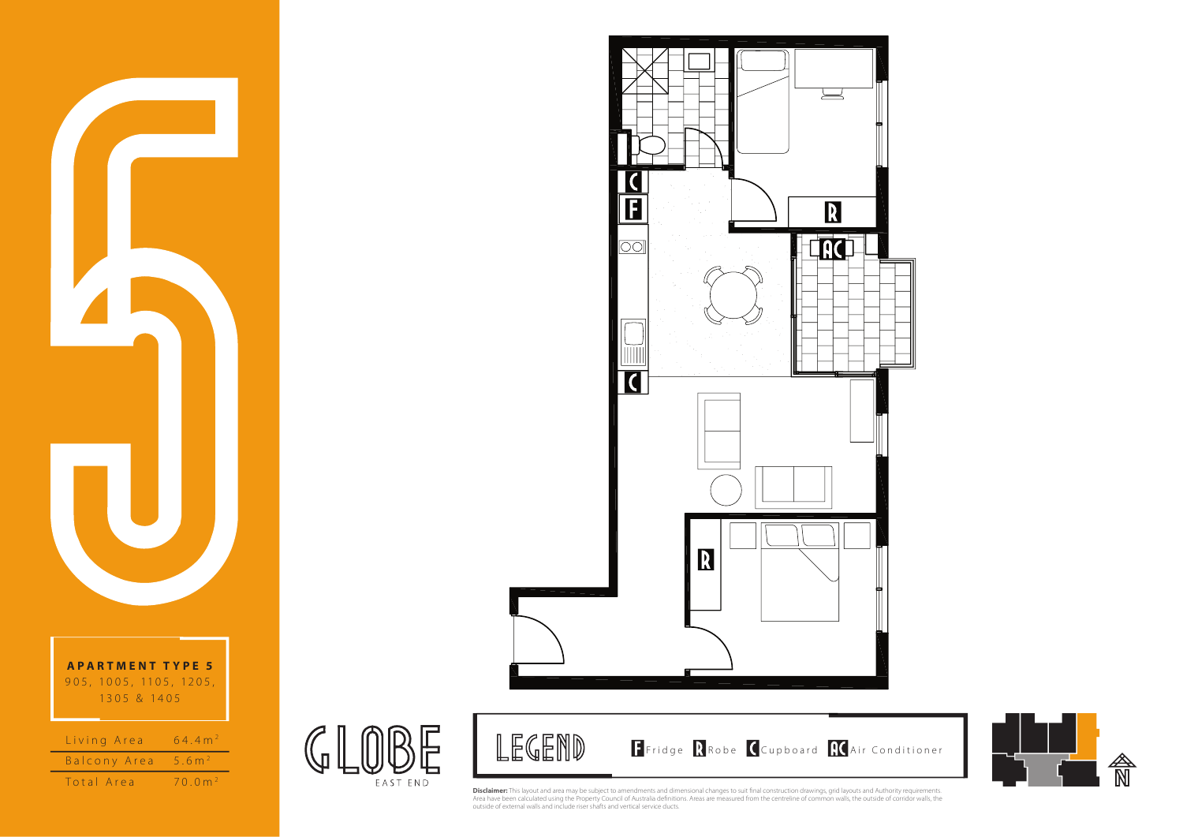# 5

**APARTMENT TYPE 5**

905, 1005, 1105, 1205, 1305 & 1405

| | |
|---|---|
| Living Area | $64.4m^2$ |
| Balcony Area | $5.6m^2$ |
| Total Area | $70.0m^2$ |

GLOBE

EAST END

## LEGEND

F Fridge R Robe C Cupboard AC Air Conditioner

**Disclaimer:** This layout and area may be subject to amendments and dimensional changes to suit final construction drawings, grid layouts and Authority requirements. Area have been calculated using the Property Council of Australia definitions. Areas are measured from the centreline of common walls, the outside of corridor walls, the outside of external walls and include riser shafts and vertical service ducts.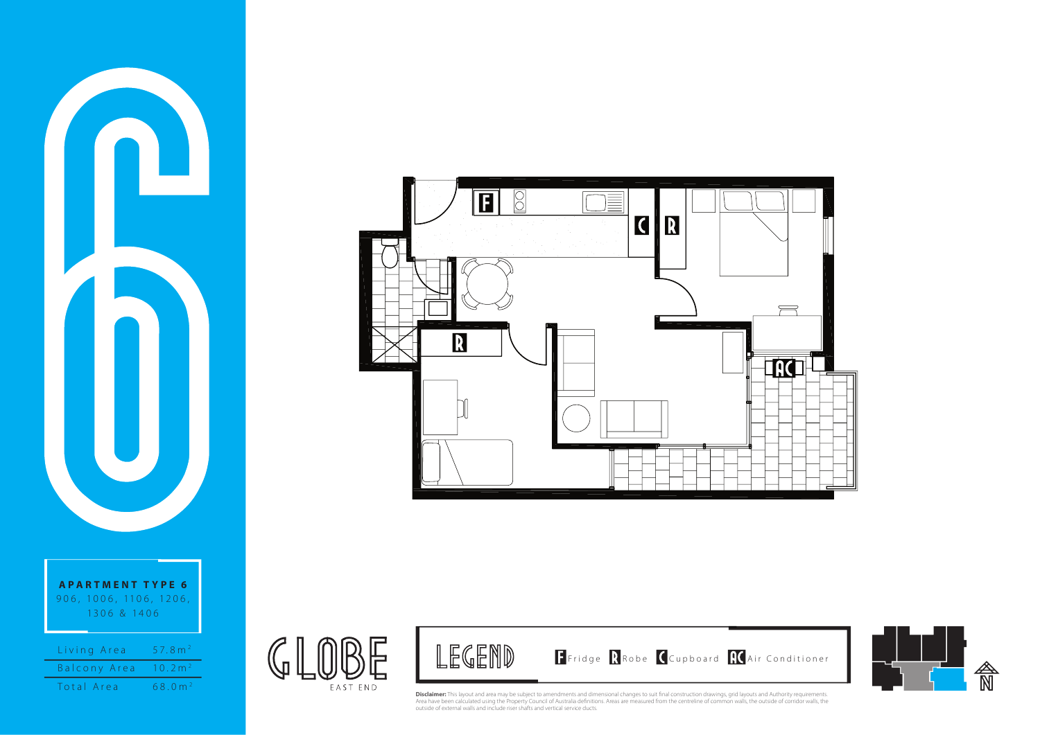# 6

**APARTMENT TYPE 6**

906, 1006, 1106, 1206, 1306 & 1406

| | |
|---|---|
| Living Area | 57.8m² |
| Balcony Area | 10.2m² |
| Total Area | 68.0m² |

F R C R AC

GLOBE
EAST END

LEGEND

F Fridge  R Robe  C Cupboard  AC Air Conditioner

N

**Disclaimer:** This layout and area may be subject to amendments and dimensional changes to suit final construction drawings, grid layouts and Authority requirements. Area have been calculated using the Property Council of Australia definitions. Areas are measured from the centreline of common walls, the outside of corridor walls, the outside of external walls and include riser shafts and vertical service ducts.